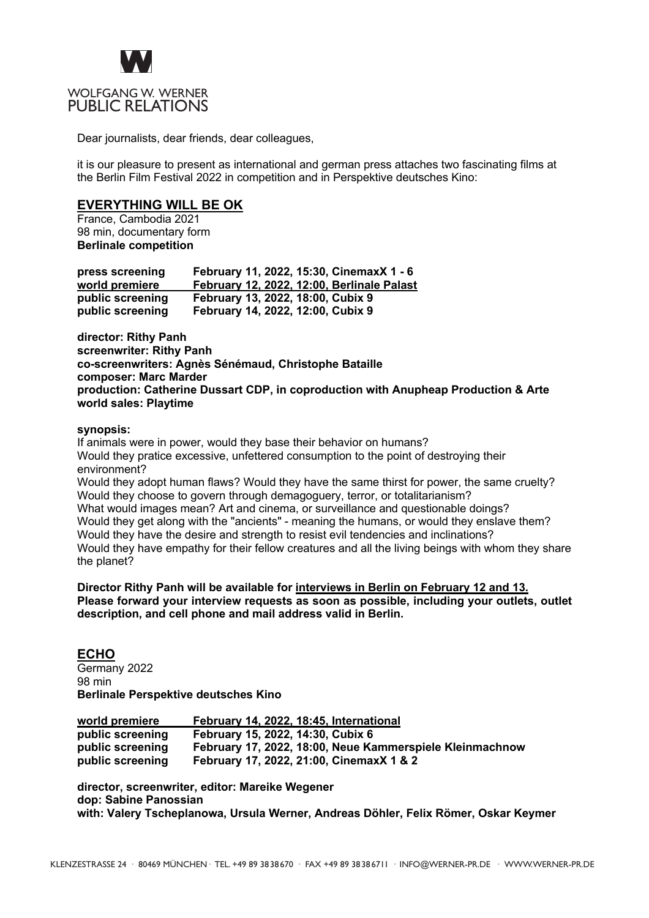WOLFGANG W. WERNER
PUBLIC RELATIONS

Dear journalists, dear friends, dear colleagues,

it is our pleasure to present as international and german press attaches two fascinating films at the Berlin Film Festival 2022 in competition and in Perspektive deutsches Kino:

## EVERYTHING WILL BE OK

France, Cambodia 2021
98 min, documentary form
**Berlinale competition**

| | |
|---|---|
| **press screening** | **February 11, 2022, 15:30, CinemaxX 1 - 6** |
| **world premiere** | **February 12, 2022, 12:00, Berlinale Palast** |
| **public screening** | **February 13, 2022, 18:00, Cubix 9** |
| **public screening** | **February 14, 2022, 12:00, Cubix 9** |

**director: Rithy Panh**
**screenwriter: Rithy Panh**
**co-screenwriters: Agnès Sénémaud, Christophe Bataille**
**composer: Marc Marder**
**production: Catherine Dussart CDP, in coproduction with Anupheap Production & Arte**
**world sales: Playtime**

**synopsis:**
If animals were in power, would they base their behavior on humans?
Would they pratice excessive, unfettered consumption to the point of destroying their environment?
Would they adopt human flaws? Would they have the same thirst for power, the same cruelty?
Would they choose to govern through demagoguery, terror, or totalitarianism?
What would images mean? Art and cinema, or surveillance and questionable doings?
Would they get along with the "ancients" - meaning the humans, or would they enslave them?
Would they have the desire and strength to resist evil tendencies and inclinations?
Would they have empathy for their fellow creatures and all the living beings with whom they share the planet?

**Director Rithy Panh will be available for interviews in Berlin on February 12 and 13.**
**Please forward your interview requests as soon as possible, including your outlets, outlet description, and cell phone and mail address valid in Berlin.**

## ECHO

Germany 2022
98 min
**Berlinale Perspektive deutsches Kino**

| | |
|---|---|
| **world premiere** | **February 14, 2022, 18:45, International** |
| **public screening** | **February 15, 2022, 14:30, Cubix 6** |
| **public screening** | **February 17, 2022, 18:00, Neue Kammerspiele Kleinmachnow** |
| **public screening** | **February 17, 2022, 21:00, CinemaxX 1 & 2** |

**director, screenwriter, editor: Mareike Wegener**
**dop: Sabine Panossian**
**with: Valery Tscheplanowa, Ursula Werner, Andreas Döhler, Felix Römer, Oskar Keymer**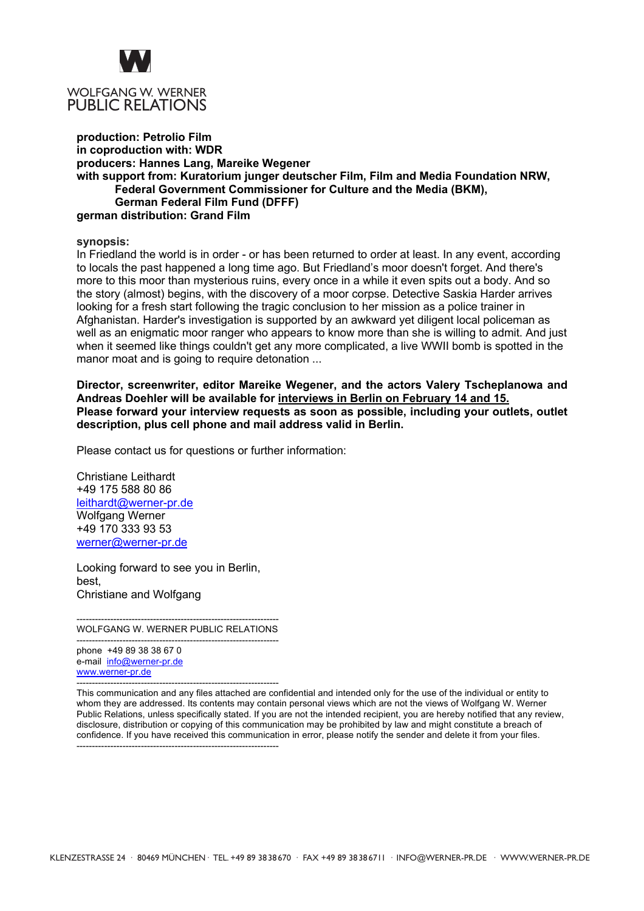WOLFGANG W. WERNER
PUBLIC RELATIONS

**production: Petrolio Film**
**in coproduction with: WDR**
**producers: Hannes Lang, Mareike Wegener**
**with support from: Kuratorium junger deutscher Film, Film and Media Foundation NRW, Federal Government Commissioner for Culture and the Media (BKM), German Federal Film Fund (DFFF)**
**german distribution: Grand Film**

**synopsis:**
In Friedland the world is in order - or has been returned to order at least. In any event, according to locals the past happened a long time ago. But Friedland's moor doesn't forget. And there's more to this moor than mysterious ruins, every once in a while it even spits out a body. And so the story (almost) begins, with the discovery of a moor corpse. Detective Saskia Harder arrives looking for a fresh start following the tragic conclusion to her mission as a police trainer in Afghanistan. Harder's investigation is supported by an awkward yet diligent local policeman as well as an enigmatic moor ranger who appears to know more than she is willing to admit. And just when it seemed like things couldn't get any more complicated, a live WWII bomb is spotted in the manor moat and is going to require detonation ...

**Director, screenwriter, editor Mareike Wegener, and the actors Valery Tscheplanowa and Andreas Doehler will be available for <u>interviews in Berlin on February 14 and 15.</u>**
**Please forward your interview requests as soon as possible, including your outlets, outlet description, plus cell phone and mail address valid in Berlin.**

Please contact us for questions or further information:

Christiane Leithardt
+49 175 588 80 86
leithardt@werner-pr.de
Wolfgang Werner
+49 170 333 93 53
werner@werner-pr.de

Looking forward to see you in Berlin,
best,
Christiane and Wolfgang

-------------------------------------------------------------------
WOLFGANG W. WERNER PUBLIC RELATIONS
-------------------------------------------------------------------
phone +49 89 38 38 67 0
e-mail info@werner-pr.de
www.werner-pr.de
-------------------------------------------------------------------
This communication and any files attached are confidential and intended only for the use of the individual or entity to whom they are addressed. Its contents may contain personal views which are not the views of Wolfgang W. Werner Public Relations, unless specifically stated. If you are not the intended recipient, you are hereby notified that any review, disclosure, distribution or copying of this communication may be prohibited by law and might constitute a breach of confidence. If you have received this communication in error, please notify the sender and delete it from your files.
-------------------------------------------------------------------

KLENZESTRASSE 24 · 80469 MÜNCHEN · TEL. +49 89 3838670 · FAX +49 89 38386711 · INFO@WERNER-PR.DE · WWW.WERNER-PR.DE